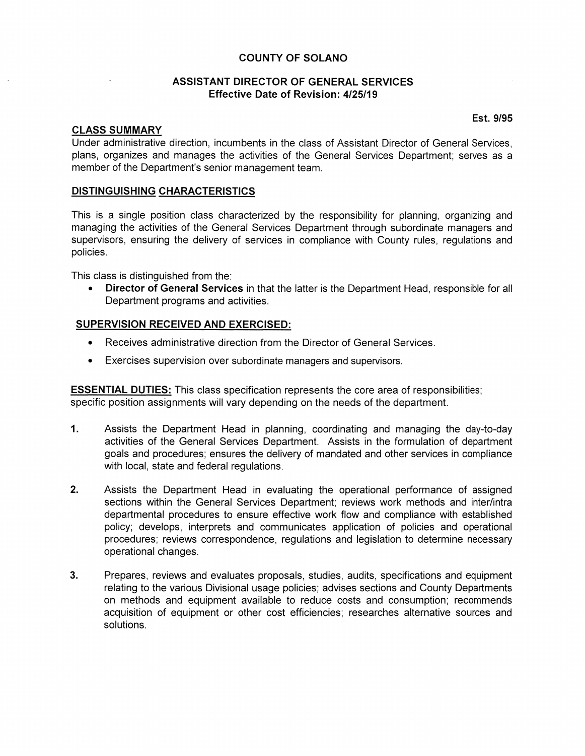# COUNTY OF SOLANO

## ASSISTANT DIRECTOR OF GENERAL SERVICES

**Effective Date of Revision: 4/25/19**

**Est. 9/95**

## CLASS SUMMARY

Under administrative direction, incumbents in the class of Assistant Director of General Services, plans, organizes and manages the activities of the General Services Department; serves as a member of the Department's senior management team.

## DISTINGUISHING CHARACTERISTICS

This is a single position class characterized by the responsibility for planning, organizing and managing the activities of the General Services Department through subordinate managers and supervisors, ensuring the delivery of services in compliance with County rules, regulations and policies.

This class is distinguished from the:

- **Director of General Services** in that the latter is the Department Head, responsible for all Department programs and activities.

## SUPERVISION RECEIVED AND EXERCISED:

- Receives administrative direction from the Director of General Services.
- Exercises supervision over subordinate managers and supervisors.

**ESSENTIAL DUTIES:** This class specification represents the core area of responsibilities; specific position assignments will vary depending on the needs of the department.

1. Assists the Department Head in planning, coordinating and managing the day-to-day activities of the General Services Department. Assists in the formulation of department goals and procedures; ensures the delivery of mandated and other services in compliance with local, state and federal regulations.

2. Assists the Department Head in evaluating the operational performance of assigned sections within the General Services Department; reviews work methods and inter/intra departmental procedures to ensure effective work flow and compliance with established policy; develops, interprets and communicates application of policies and operational procedures; reviews correspondence, regulations and legislation to determine necessary operational changes.

3. Prepares, reviews and evaluates proposals, studies, audits, specifications and equipment relating to the various Divisional usage policies; advises sections and County Departments on methods and equipment available to reduce costs and consumption; recommends acquisition of equipment or other cost efficiencies; researches alternative sources and solutions.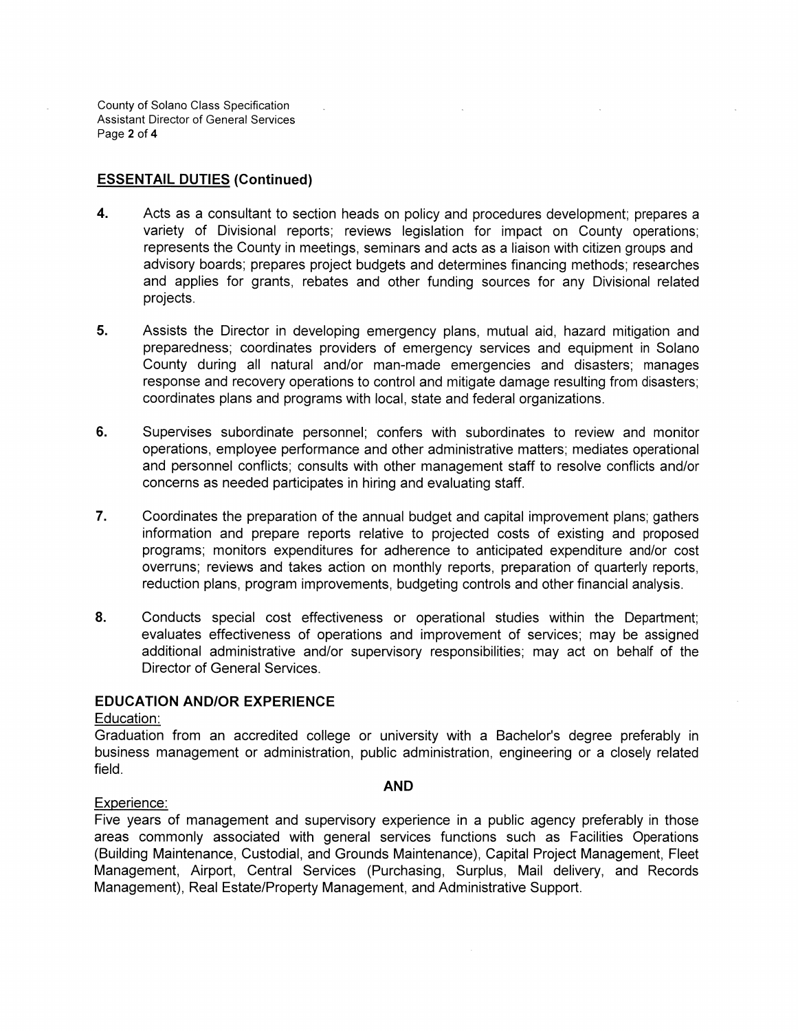## ESSENTAIL DUTIES (Continued)

4. Acts as a consultant to section heads on policy and procedures development; prepares a variety of Divisional reports; reviews legislation for impact on County operations; represents the County in meetings, seminars and acts as a liaison with citizen groups and advisory boards; prepares project budgets and determines financing methods; researches and applies for grants, rebates and other funding sources for any Divisional related projects.

5. Assists the Director in developing emergency plans, mutual aid, hazard mitigation and preparedness; coordinates providers of emergency services and equipment in Solano County during all natural and/or man-made emergencies and disasters; manages response and recovery operations to control and mitigate damage resulting from disasters; coordinates plans and programs with local, state and federal organizations.

6. Supervises subordinate personnel; confers with subordinates to review and monitor operations, employee performance and other administrative matters; mediates operational and personnel conflicts; consults with other management staff to resolve conflicts and/or concerns as needed participates in hiring and evaluating staff.

7. Coordinates the preparation of the annual budget and capital improvement plans; gathers information and prepare reports relative to projected costs of existing and proposed programs; monitors expenditures for adherence to anticipated expenditure and/or cost overruns; reviews and takes action on monthly reports, preparation of quarterly reports, reduction plans, program improvements, budgeting controls and other financial analysis.

8. Conducts special cost effectiveness or operational studies within the Department; evaluates effectiveness of operations and improvement of services; may be assigned additional administrative and/or supervisory responsibilities; may act on behalf of the Director of General Services.

## EDUCATION AND/OR EXPERIENCE

Education:
Graduation from an accredited college or university with a Bachelor's degree preferably in business management or administration, public administration, engineering or a closely related field.

**AND**

Experience:
Five years of management and supervisory experience in a public agency preferably in those areas commonly associated with general services functions such as Facilities Operations (Building Maintenance, Custodial, and Grounds Maintenance), Capital Project Management, Fleet Management, Airport, Central Services (Purchasing, Surplus, Mail delivery, and Records Management), Real Estate/Property Management, and Administrative Support.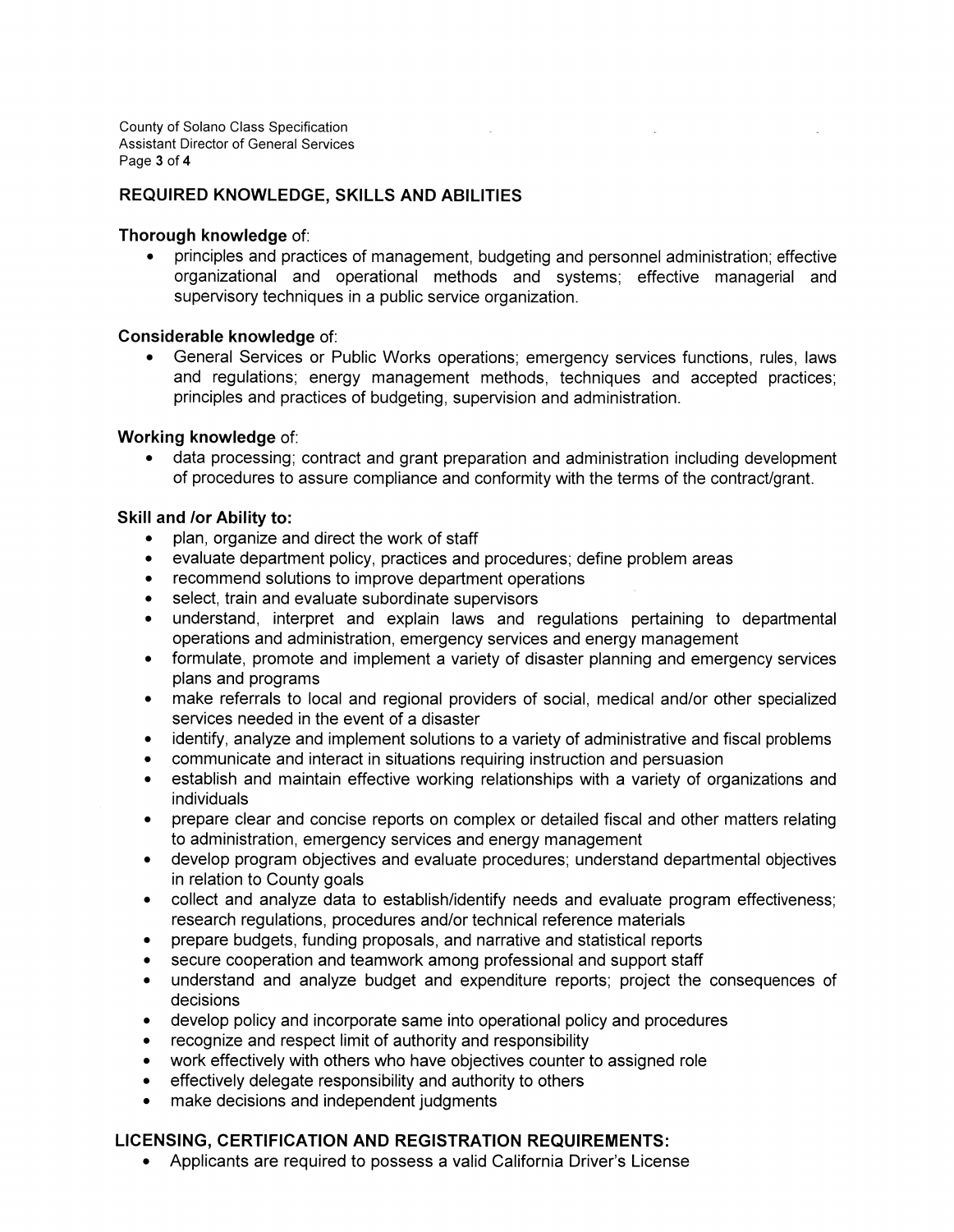## REQUIRED KNOWLEDGE, SKILLS AND ABILITIES

**Thorough knowledge** of:

- principles and practices of management, budgeting and personnel administration; effective organizational and operational methods and systems; effective managerial and supervisory techniques in a public service organization.

**Considerable knowledge** of:

- General Services or Public Works operations; emergency services functions, rules, laws and regulations; energy management methods, techniques and accepted practices; principles and practices of budgeting, supervision and administration.

**Working knowledge** of:

- data processing; contract and grant preparation and administration including development of procedures to assure compliance and conformity with the terms of the contract/grant.

**Skill and /or Ability to:**

- plan, organize and direct the work of staff
- evaluate department policy, practices and procedures; define problem areas
- recommend solutions to improve department operations
- select, train and evaluate subordinate supervisors
- understand, interpret and explain laws and regulations pertaining to departmental operations and administration, emergency services and energy management
- formulate, promote and implement a variety of disaster planning and emergency services plans and programs
- make referrals to local and regional providers of social, medical and/or other specialized services needed in the event of a disaster
- identify, analyze and implement solutions to a variety of administrative and fiscal problems
- communicate and interact in situations requiring instruction and persuasion
- establish and maintain effective working relationships with a variety of organizations and individuals
- prepare clear and concise reports on complex or detailed fiscal and other matters relating to administration, emergency services and energy management
- develop program objectives and evaluate procedures; understand departmental objectives in relation to County goals
- collect and analyze data to establish/identify needs and evaluate program effectiveness; research regulations, procedures and/or technical reference materials
- prepare budgets, funding proposals, and narrative and statistical reports
- secure cooperation and teamwork among professional and support staff
- understand and analyze budget and expenditure reports; project the consequences of decisions
- develop policy and incorporate same into operational policy and procedures
- recognize and respect limit of authority and responsibility
- work effectively with others who have objectives counter to assigned role
- effectively delegate responsibility and authority to others
- make decisions and independent judgments

## LICENSING, CERTIFICATION AND REGISTRATION REQUIREMENTS:

- Applicants are required to possess a valid California Driver's License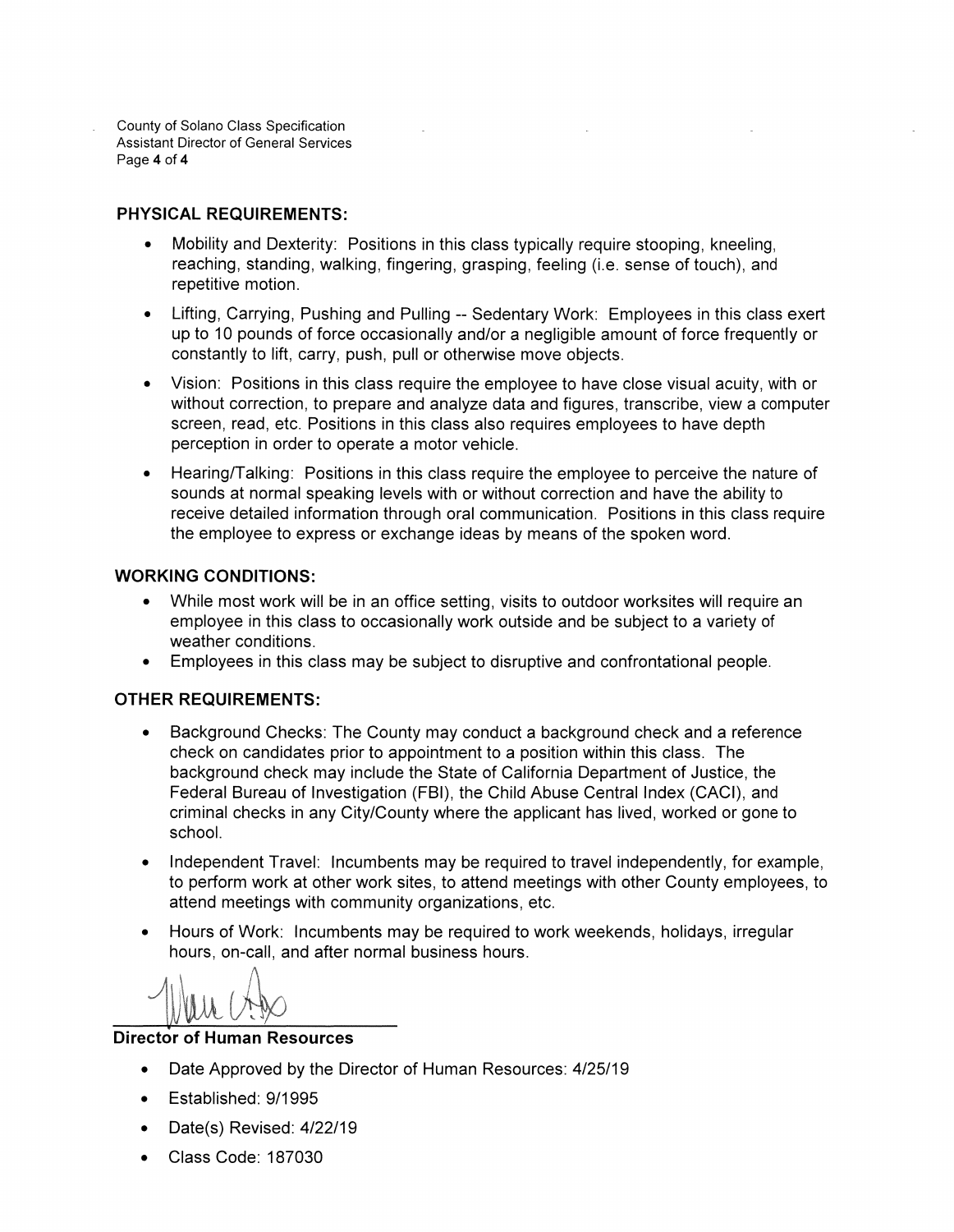## PHYSICAL REQUIREMENTS:

- Mobility and Dexterity: Positions in this class typically require stooping, kneeling, reaching, standing, walking, fingering, grasping, feeling (i.e. sense of touch), and repetitive motion.
- Lifting, Carrying, Pushing and Pulling -- Sedentary Work: Employees in this class exert up to 10 pounds of force occasionally and/or a negligible amount of force frequently or constantly to lift, carry, push, pull or otherwise move objects.
- Vision: Positions in this class require the employee to have close visual acuity, with or without correction, to prepare and analyze data and figures, transcribe, view a computer screen, read, etc. Positions in this class also requires employees to have depth perception in order to operate a motor vehicle.
- Hearing/Talking: Positions in this class require the employee to perceive the nature of sounds at normal speaking levels with or without correction and have the ability to receive detailed information through oral communication. Positions in this class require the employee to express or exchange ideas by means of the spoken word.

## WORKING CONDITIONS:

- While most work will be in an office setting, visits to outdoor worksites will require an employee in this class to occasionally work outside and be subject to a variety of weather conditions.
- Employees in this class may be subject to disruptive and confrontational people.

## OTHER REQUIREMENTS:

- Background Checks: The County may conduct a background check and a reference check on candidates prior to appointment to a position within this class. The background check may include the State of California Department of Justice, the Federal Bureau of Investigation (FBI), the Child Abuse Central Index (CACI), and criminal checks in any City/County where the applicant has lived, worked or gone to school.
- Independent Travel: Incumbents may be required to travel independently, for example, to perform work at other work sites, to attend meetings with other County employees, to attend meetings with community organizations, etc.
- Hours of Work: Incumbents may be required to work weekends, holidays, irregular hours, on-call, and after normal business hours.

**Director of Human Resources**

- Date Approved by the Director of Human Resources: 4/25/19
- Established: 9/1995
- Date(s) Revised: 4/22/19
- Class Code: 187030